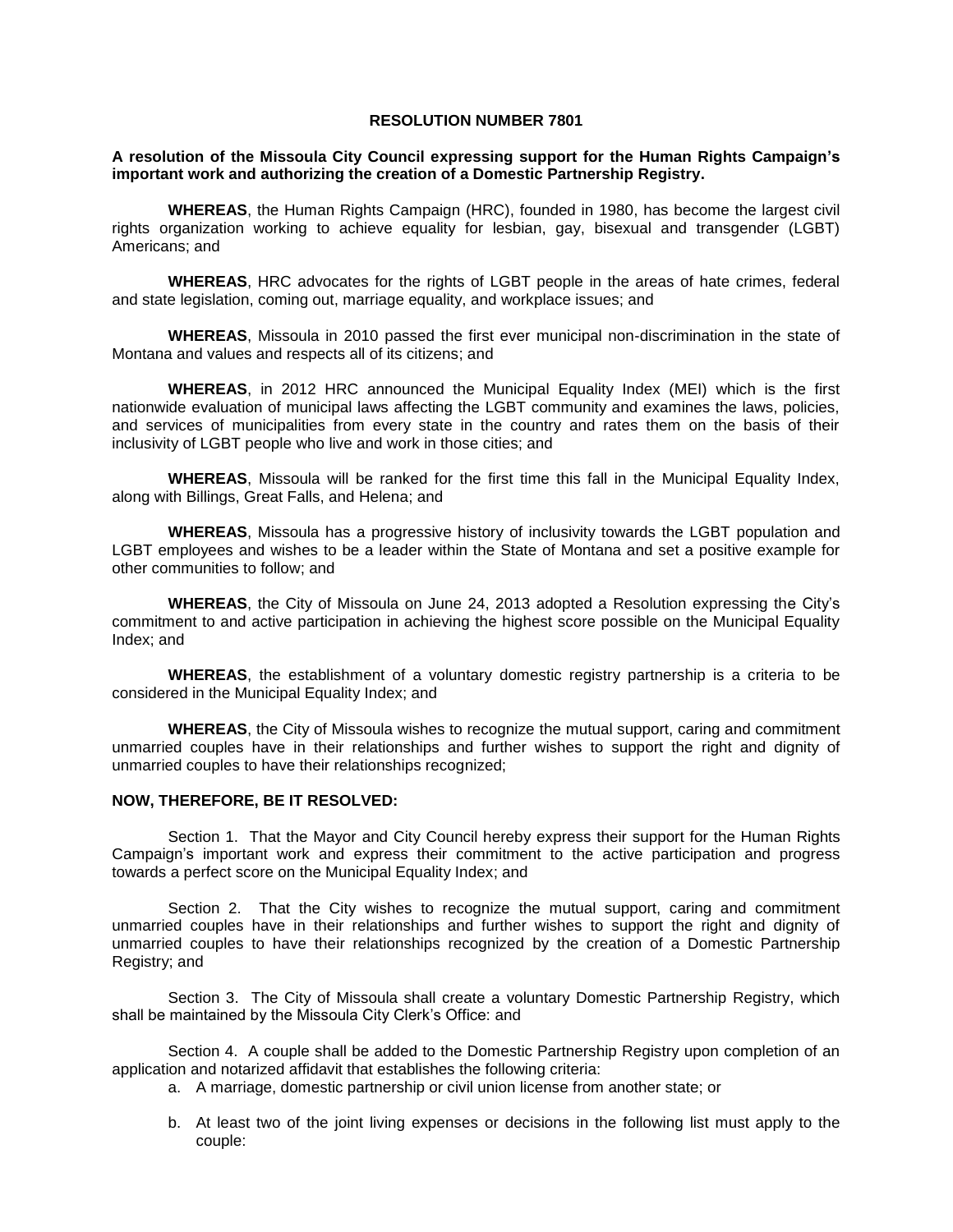# RESOLUTION NUMBER 7801

**A resolution of the Missoula City Council expressing support for the Human Rights Campaign's important work and authorizing the creation of a Domestic Partnership Registry.**

**WHEREAS**, the Human Rights Campaign (HRC), founded in 1980, has become the largest civil rights organization working to achieve equality for lesbian, gay, bisexual and transgender (LGBT) Americans; and

**WHEREAS**, HRC advocates for the rights of LGBT people in the areas of hate crimes, federal and state legislation, coming out, marriage equality, and workplace issues; and

**WHEREAS**, Missoula in 2010 passed the first ever municipal non-discrimination in the state of Montana and values and respects all of its citizens; and

**WHEREAS**, in 2012 HRC announced the Municipal Equality Index (MEI) which is the first nationwide evaluation of municipal laws affecting the LGBT community and examines the laws, policies, and services of municipalities from every state in the country and rates them on the basis of their inclusivity of LGBT people who live and work in those cities; and

**WHEREAS**, Missoula will be ranked for the first time this fall in the Municipal Equality Index, along with Billings, Great Falls, and Helena; and

**WHEREAS**, Missoula has a progressive history of inclusivity towards the LGBT population and LGBT employees and wishes to be a leader within the State of Montana and set a positive example for other communities to follow; and

**WHEREAS**, the City of Missoula on June 24, 2013 adopted a Resolution expressing the City's commitment to and active participation in achieving the highest score possible on the Municipal Equality Index; and

**WHEREAS**, the establishment of a voluntary domestic registry partnership is a criteria to be considered in the Municipal Equality Index; and

**WHEREAS**, the City of Missoula wishes to recognize the mutual support, caring and commitment unmarried couples have in their relationships and further wishes to support the right and dignity of unmarried couples to have their relationships recognized;

**NOW, THEREFORE, BE IT RESOLVED:**

Section 1. That the Mayor and City Council hereby express their support for the Human Rights Campaign's important work and express their commitment to the active participation and progress towards a perfect score on the Municipal Equality Index; and

Section 2. That the City wishes to recognize the mutual support, caring and commitment unmarried couples have in their relationships and further wishes to support the right and dignity of unmarried couples to have their relationships recognized by the creation of a Domestic Partnership Registry; and

Section 3. The City of Missoula shall create a voluntary Domestic Partnership Registry, which shall be maintained by the Missoula City Clerk's Office: and

Section 4. A couple shall be added to the Domestic Partnership Registry upon completion of an application and notarized affidavit that establishes the following criteria:

a. A marriage, domestic partnership or civil union license from another state; or

b. At least two of the joint living expenses or decisions in the following list must apply to the couple: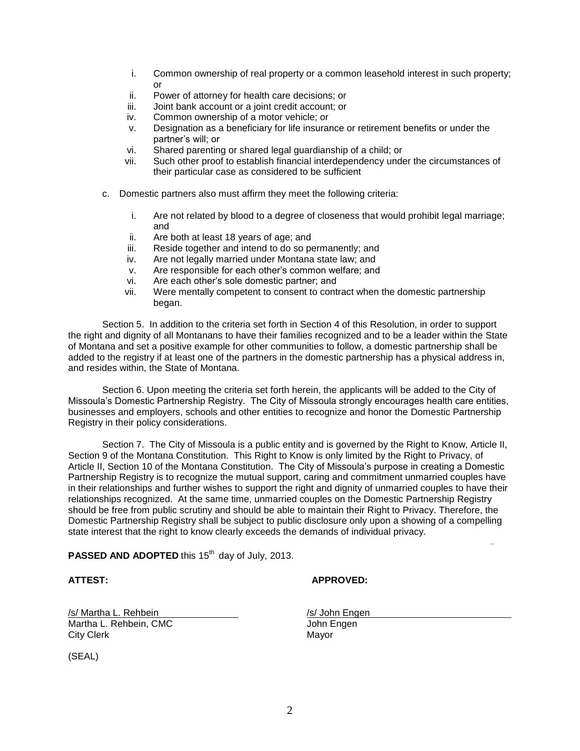i. Common ownership of real property or a common leasehold interest in such property; or
ii. Power of attorney for health care decisions; or
iii. Joint bank account or a joint credit account; or
iv. Common ownership of a motor vehicle; or
v. Designation as a beneficiary for life insurance or retirement benefits or under the partner's will; or
vi. Shared parenting or shared legal guardianship of a child; or
vii. Such other proof to establish financial interdependency under the circumstances of their particular case as considered to be sufficient

c. Domestic partners also must affirm they meet the following criteria:

i. Are not related by blood to a degree of closeness that would prohibit legal marriage; and
ii. Are both at least 18 years of age; and
iii. Reside together and intend to do so permanently; and
iv. Are not legally married under Montana state law; and
v. Are responsible for each other's common welfare; and
vi. Are each other's sole domestic partner; and
vii. Were mentally competent to consent to contract when the domestic partnership began.

Section 5. In addition to the criteria set forth in Section 4 of this Resolution, in order to support the right and dignity of all Montanans to have their families recognized and to be a leader within the State of Montana and set a positive example for other communities to follow, a domestic partnership shall be added to the registry if at least one of the partners in the domestic partnership has a physical address in, and resides within, the State of Montana.

Section 6. Upon meeting the criteria set forth herein, the applicants will be added to the City of Missoula's Domestic Partnership Registry. The City of Missoula strongly encourages health care entities, businesses and employers, schools and other entities to recognize and honor the Domestic Partnership Registry in their policy considerations.

Section 7. The City of Missoula is a public entity and is governed by the Right to Know, Article II, Section 9 of the Montana Constitution. This Right to Know is only limited by the Right to Privacy, of Article II, Section 10 of the Montana Constitution. The City of Missoula's purpose in creating a Domestic Partnership Registry is to recognize the mutual support, caring and commitment unmarried couples have in their relationships and further wishes to support the right and dignity of unmarried couples to have their relationships recognized. At the same time, unmarried couples on the Domestic Partnership Registry should be free from public scrutiny and should be able to maintain their Right to Privacy. Therefore, the Domestic Partnership Registry shall be subject to public disclosure only upon a showing of a compelling state interest that the right to know clearly exceeds the demands of individual privacy.

**PASSED AND ADOPTED** this 15th day of July, 2013.

**ATTEST:**

/s/ Martha L. Rehbein
Martha L. Rehbein, CMC
City Clerk

**APPROVED:**

/s/ John Engen
John Engen
Mayor

(SEAL)